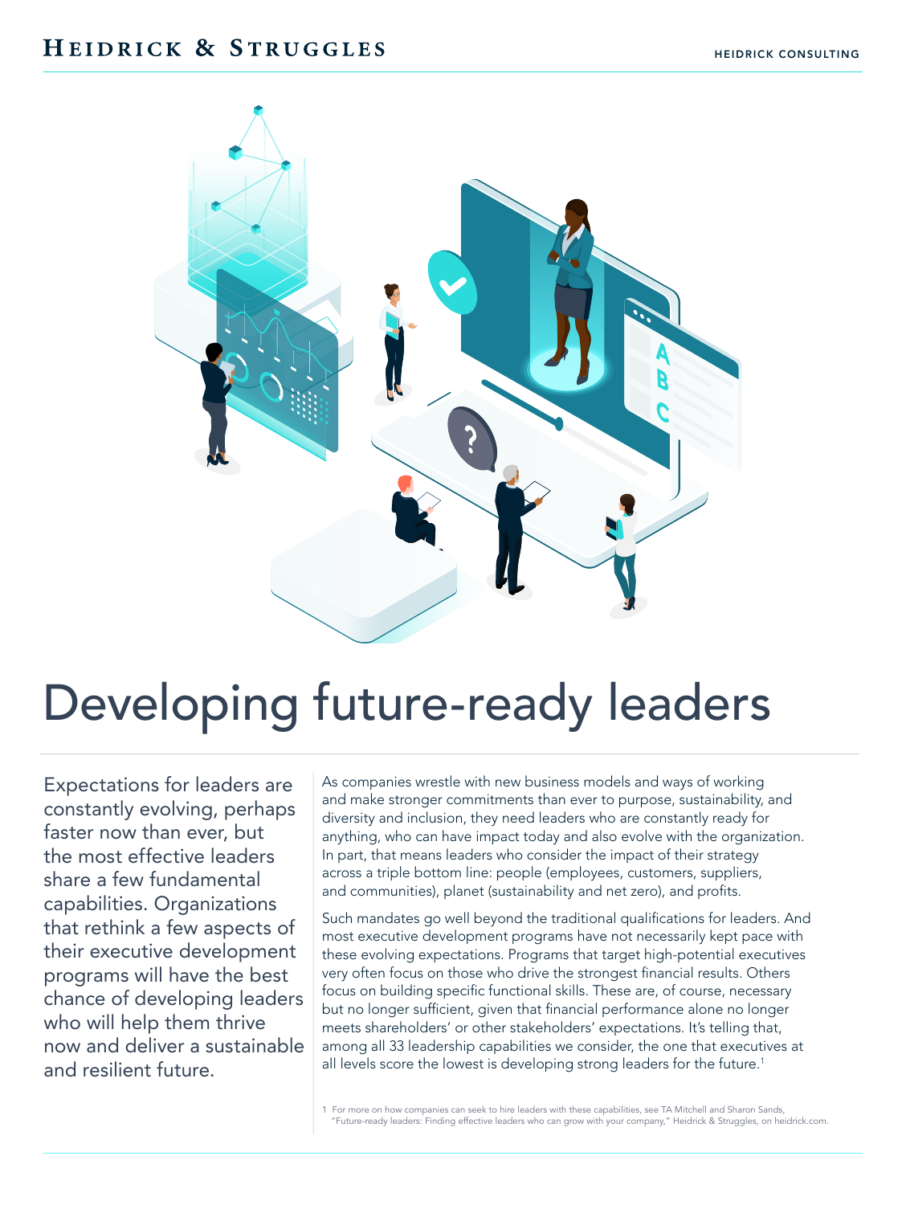# Developing future-ready leaders

Expectations for leaders are constantly evolving, perhaps faster now than ever, but the most effective leaders share a few fundamental capabilities. Organizations that rethink a few aspects of their executive development programs will have the best chance of developing leaders who will help them thrive now and deliver a sustainable and resilient future.

As companies wrestle with new business models and ways of working and make stronger commitments than ever to purpose, sustainability, and diversity and inclusion, they need leaders who are constantly ready for anything, who can have impact today and also evolve with the organization. In part, that means leaders who consider the impact of their strategy across a triple bottom line: people (employees, customers, suppliers, and communities), planet (sustainability and net zero), and profits.

Such mandates go well beyond the traditional qualifications for leaders. And most executive development programs have not necessarily kept pace with these evolving expectations. Programs that target high-potential executives very often focus on those who drive the strongest financial results. Others focus on building specific functional skills. These are, of course, necessary but no longer sufficient, given that financial performance alone no longer meets shareholders' or other stakeholders' expectations. It's telling that, among all 33 leadership capabilities we consider, the one that executives at all levels score the lowest is developing strong leaders for the future.[1]

1 For more on how companies can seek to hire leaders with these capabilities, see TA Mitchell and Sharon Sands, "Future-ready leaders: Finding effective leaders who can grow with your company," Heidrick & Struggles, on heidrick.com.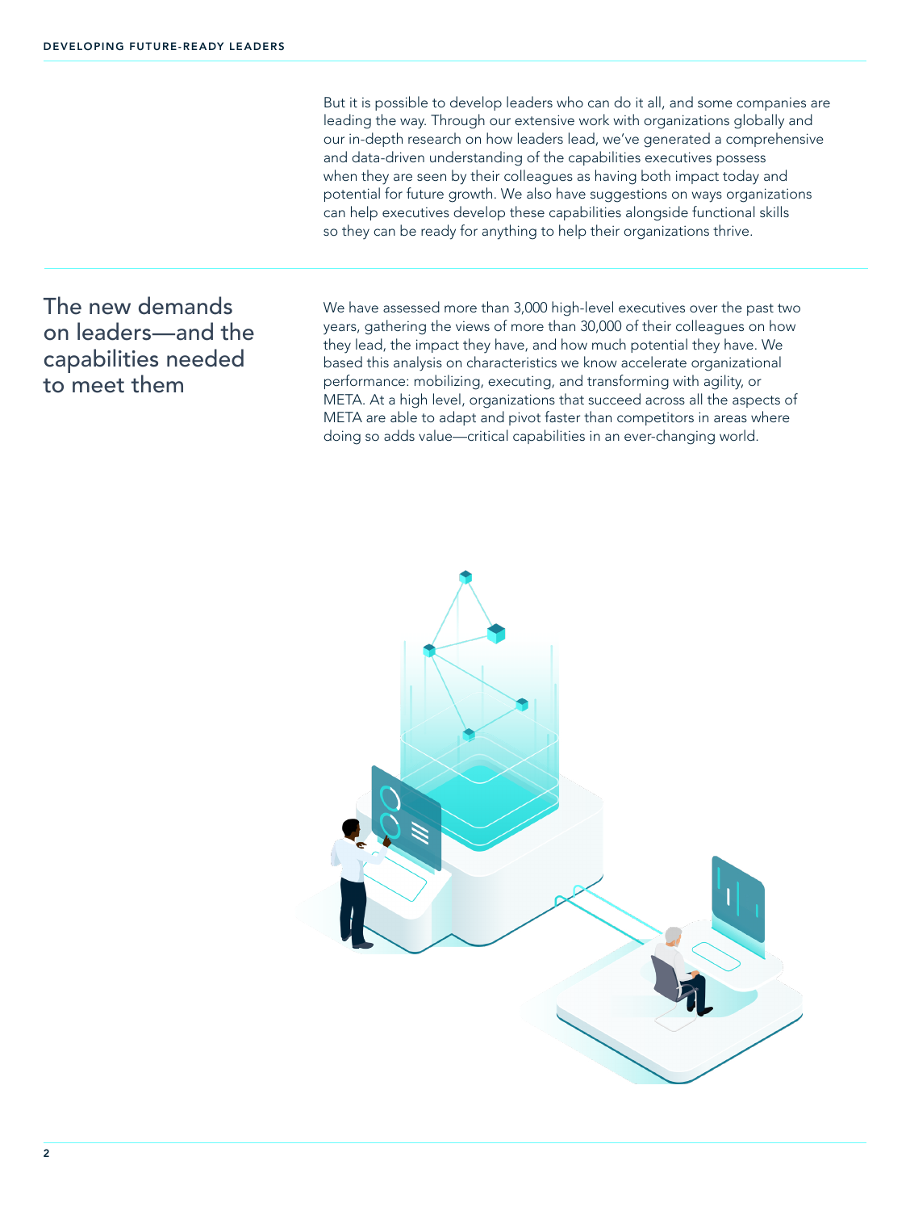But it is possible to develop leaders who can do it all, and some companies are leading the way. Through our extensive work with organizations globally and our in-depth research on how leaders lead, we've generated a comprehensive and data-driven understanding of the capabilities executives possess when they are seen by their colleagues as having both impact today and potential for future growth. We also have suggestions on ways organizations can help executives develop these capabilities alongside functional skills so they can be ready for anything to help their organizations thrive.

## The new demands on leaders—and the capabilities needed to meet them

We have assessed more than 3,000 high-level executives over the past two years, gathering the views of more than 30,000 of their colleagues on how they lead, the impact they have, and how much potential they have. We based this analysis on characteristics we know accelerate organizational performance: mobilizing, executing, and transforming with agility, or META. At a high level, organizations that succeed across all the aspects of META are able to adapt and pivot faster than competitors in areas where doing so adds value—critical capabilities in an ever-changing world.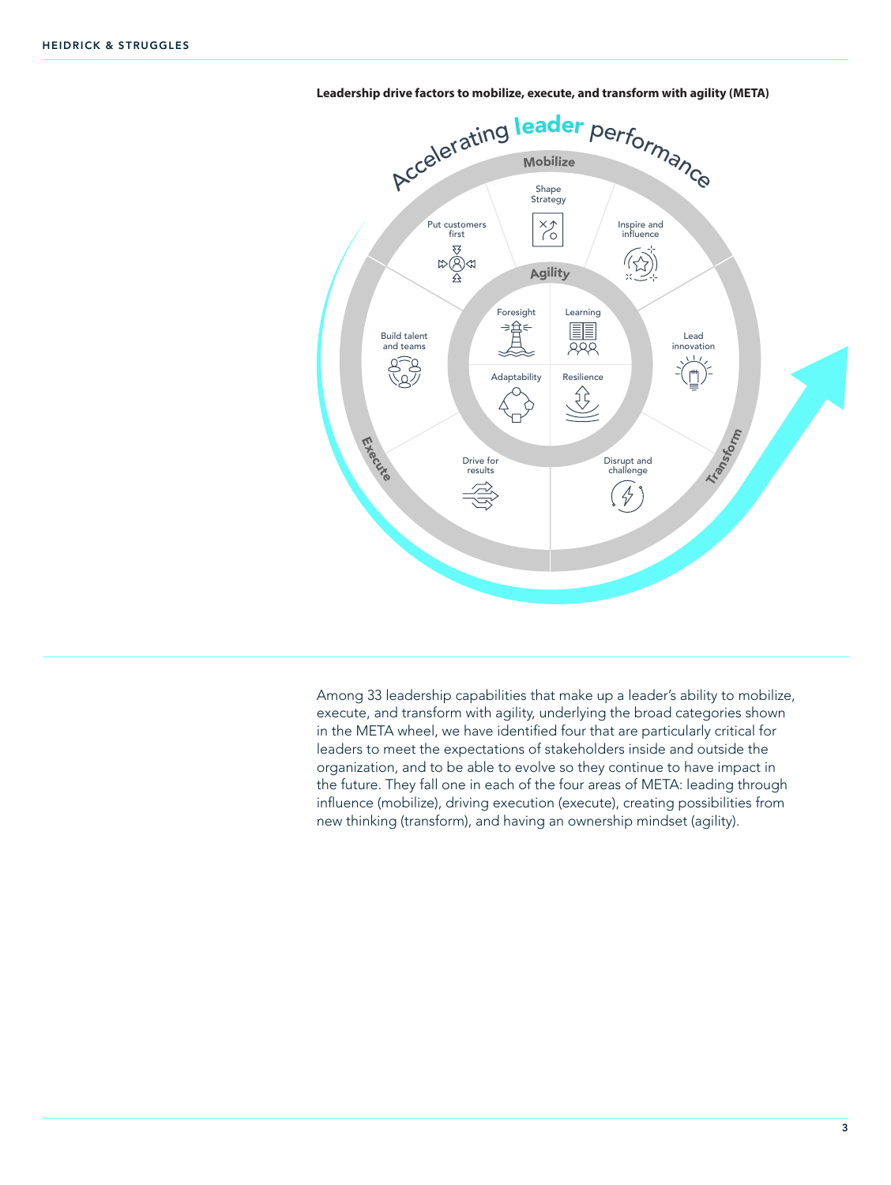**Leadership drive factors to mobilize, execute, and transform with agility (META)**

Accelerating leader performance

**Mobilize**

- Shape Strategy
- Inspire and influence
- Put customers first

**Transform**

- Lead innovation
- Disrupt and challenge

**Execute**

- Build talent and teams
- Drive for results

**Agility**

- Foresight
- Learning
- Adaptability
- Resilience

Among 33 leadership capabilities that make up a leader's ability to mobilize, execute, and transform with agility, underlying the broad categories shown in the META wheel, we have identified four that are particularly critical for leaders to meet the expectations of stakeholders inside and outside the organization, and to be able to evolve so they continue to have impact in the future. They fall one in each of the four areas of META: leading through influence (mobilize), driving execution (execute), creating possibilities from new thinking (transform), and having an ownership mindset (agility).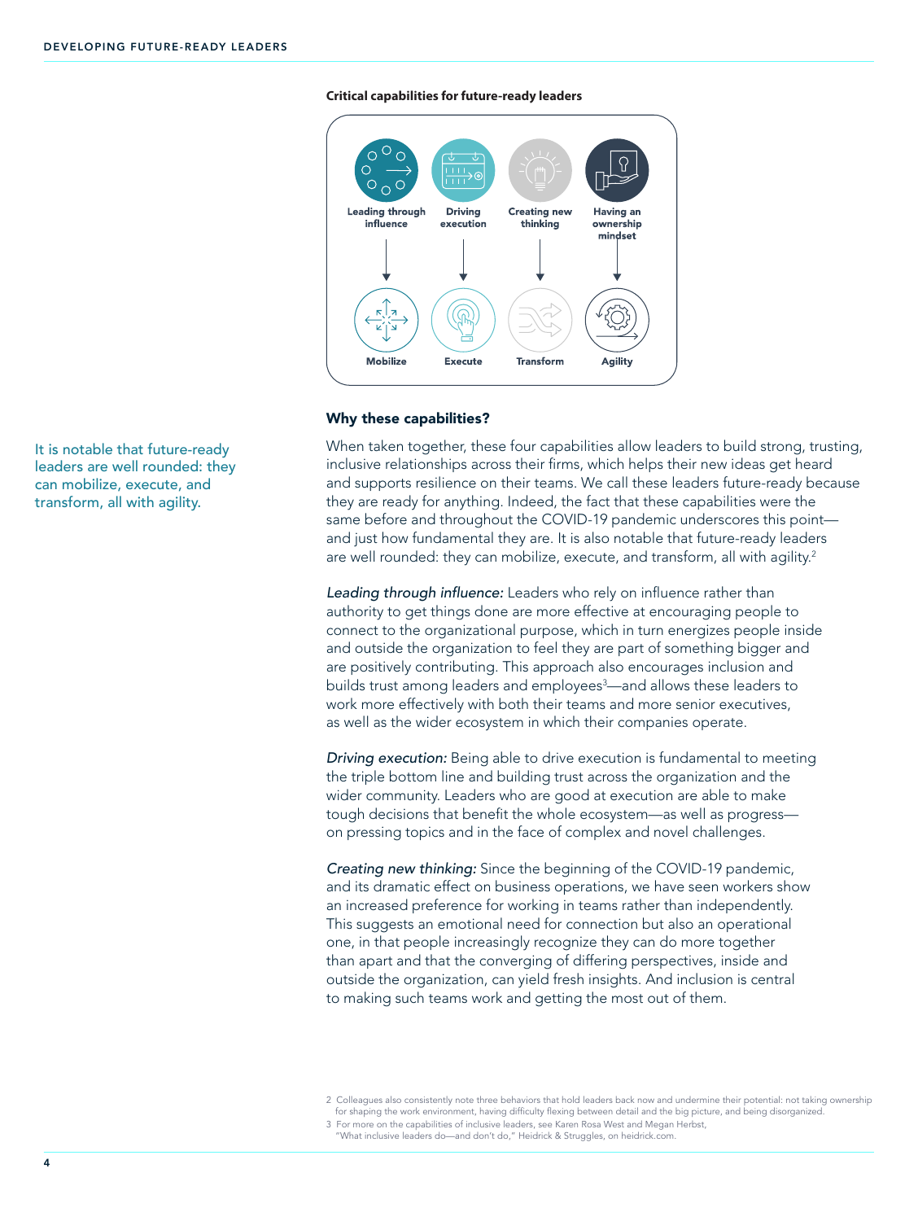**Critical capabilities for future-ready leaders**

| Leading through influence | Driving execution | Creating new thinking | Having an ownership mindset |
|---|---|---|---|
| ↓ | ↓ | ↓ | ↓ |
| Mobilize | Execute | Transform | Agility |

It is notable that future-ready leaders are well rounded: they can mobilize, execute, and transform, all with agility.

## Why these capabilities?

When taken together, these four capabilities allow leaders to build strong, trusting, inclusive relationships across their firms, which helps their new ideas get heard and supports resilience on their teams. We call these leaders future-ready because they are ready for anything. Indeed, the fact that these capabilities were the same before and throughout the COVID-19 pandemic underscores this point—and just how fundamental they are. It is also notable that future-ready leaders are well rounded: they can mobilize, execute, and transform, all with agility.[2]

*Leading through influence:* Leaders who rely on influence rather than authority to get things done are more effective at encouraging people to connect to the organizational purpose, which in turn energizes people inside and outside the organization to feel they are part of something bigger and are positively contributing. This approach also encourages inclusion and builds trust among leaders and employees[3]—and allows these leaders to work more effectively with both their teams and more senior executives, as well as the wider ecosystem in which their companies operate.

*Driving execution:* Being able to drive execution is fundamental to meeting the triple bottom line and building trust across the organization and the wider community. Leaders who are good at execution are able to make tough decisions that benefit the whole ecosystem—as well as progress—on pressing topics and in the face of complex and novel challenges.

*Creating new thinking:* Since the beginning of the COVID-19 pandemic, and its dramatic effect on business operations, we have seen workers show an increased preference for working in teams rather than independently. This suggests an emotional need for connection but also an operational one, in that people increasingly recognize they can do more together than apart and that the converging of differing perspectives, inside and outside the organization, can yield fresh insights. And inclusion is central to making such teams work and getting the most out of them.

2 Colleagues also consistently note three behaviors that hold leaders back now and undermine their potential: not taking ownership for shaping the work environment, having difficulty flexing between detail and the big picture, and being disorganized.

3 For more on the capabilities of inclusive leaders, see Karen Rosa West and Megan Herbst, "What inclusive leaders do—and don't do," Heidrick & Struggles, on heidrick.com.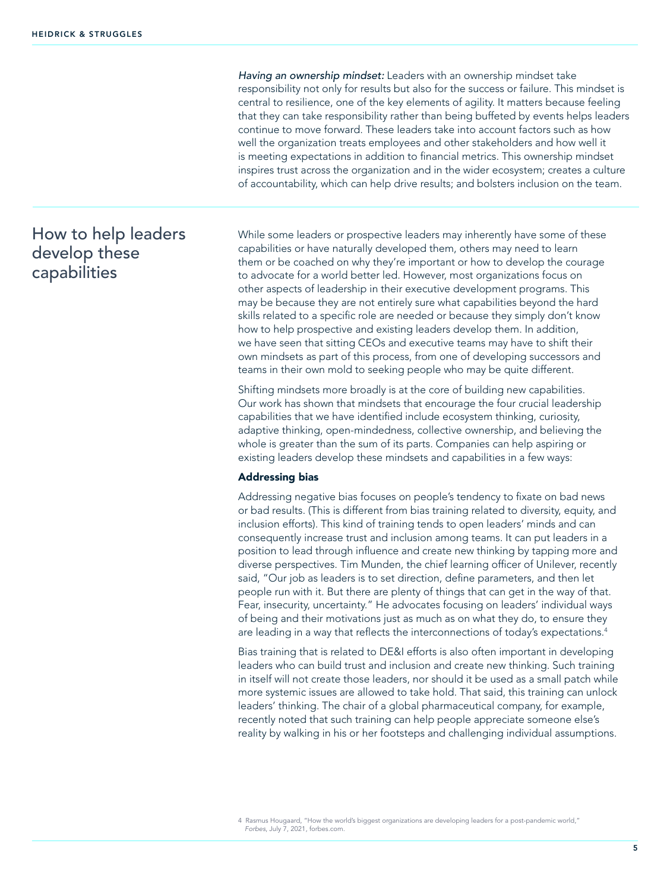*Having an ownership mindset:* Leaders with an ownership mindset take responsibility not only for results but also for the success or failure. This mindset is central to resilience, one of the key elements of agility. It matters because feeling that they can take responsibility rather than being buffeted by events helps leaders continue to move forward. These leaders take into account factors such as how well the organization treats employees and other stakeholders and how well it is meeting expectations in addition to financial metrics. This ownership mindset inspires trust across the organization and in the wider ecosystem; creates a culture of accountability, which can help drive results; and bolsters inclusion on the team.

## How to help leaders develop these capabilities

While some leaders or prospective leaders may inherently have some of these capabilities or have naturally developed them, others may need to learn them or be coached on why they're important or how to develop the courage to advocate for a world better led. However, most organizations focus on other aspects of leadership in their executive development programs. This may be because they are not entirely sure what capabilities beyond the hard skills related to a specific role are needed or because they simply don't know how to help prospective and existing leaders develop them. In addition, we have seen that sitting CEOs and executive teams may have to shift their own mindsets as part of this process, from one of developing successors and teams in their own mold to seeking people who may be quite different.

Shifting mindsets more broadly is at the core of building new capabilities. Our work has shown that mindsets that encourage the four crucial leadership capabilities that we have identified include ecosystem thinking, curiosity, adaptive thinking, open-mindedness, collective ownership, and believing the whole is greater than the sum of its parts. Companies can help aspiring or existing leaders develop these mindsets and capabilities in a few ways:

### Addressing bias

Addressing negative bias focuses on people's tendency to fixate on bad news or bad results. (This is different from bias training related to diversity, equity, and inclusion efforts). This kind of training tends to open leaders' minds and can consequently increase trust and inclusion among teams. It can put leaders in a position to lead through influence and create new thinking by tapping more and diverse perspectives. Tim Munden, the chief learning officer of Unilever, recently said, "Our job as leaders is to set direction, define parameters, and then let people run with it. But there are plenty of things that can get in the way of that. Fear, insecurity, uncertainty." He advocates focusing on leaders' individual ways of being and their motivations just as much as on what they do, to ensure they are leading in a way that reflects the interconnections of today's expectations.[4]

Bias training that is related to DE&I efforts is also often important in developing leaders who can build trust and inclusion and create new thinking. Such training in itself will not create those leaders, nor should it be used as a small patch while more systemic issues are allowed to take hold. That said, this training can unlock leaders' thinking. The chair of a global pharmaceutical company, for example, recently noted that such training can help people appreciate someone else's reality by walking in his or her footsteps and challenging individual assumptions.

4 Rasmus Hougaard, "How the world's biggest organizations are developing leaders for a post-pandemic world," *Forbes*, July 7, 2021, forbes.com.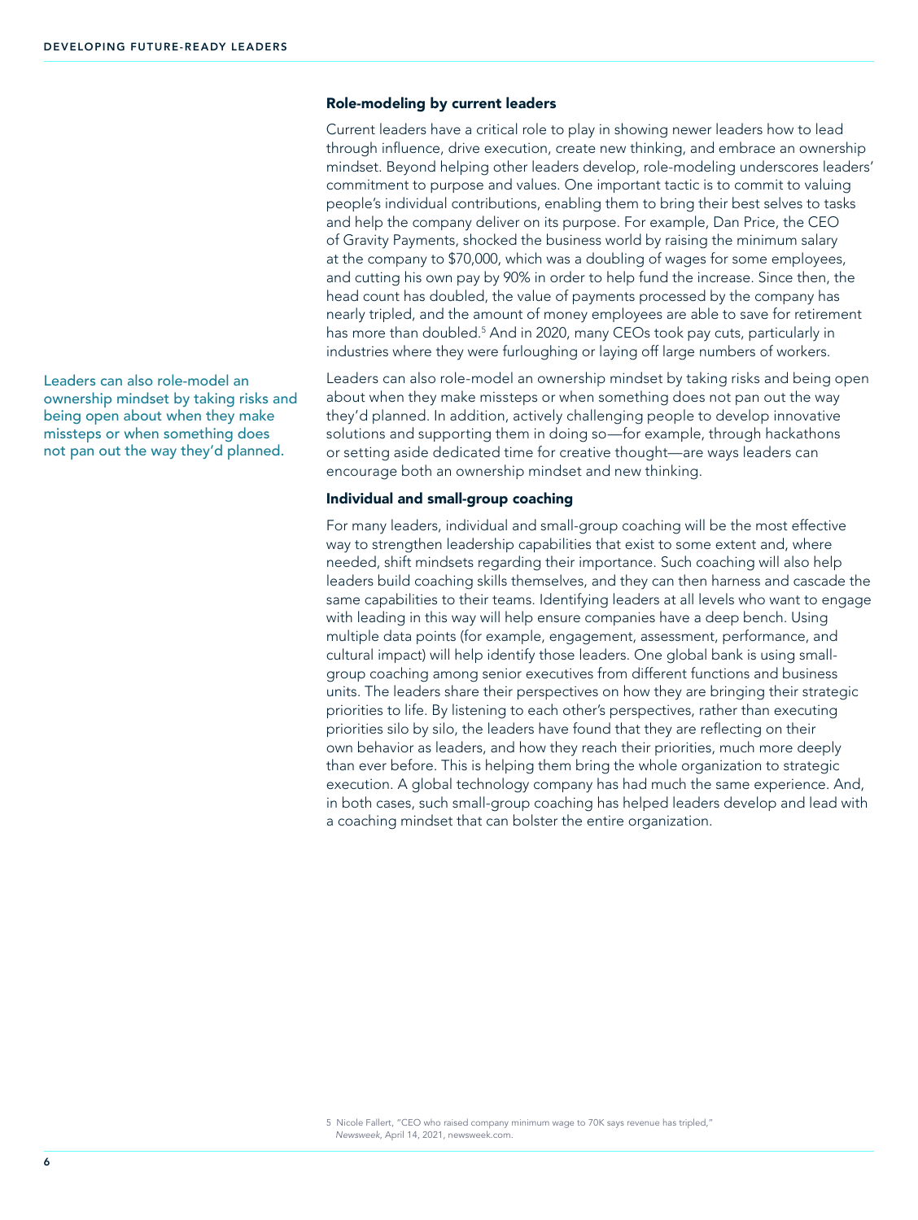### Role-modeling by current leaders

Current leaders have a critical role to play in showing newer leaders how to lead through influence, drive execution, create new thinking, and embrace an ownership mindset. Beyond helping other leaders develop, role-modeling underscores leaders' commitment to purpose and values. One important tactic is to commit to valuing people's individual contributions, enabling them to bring their best selves to tasks and help the company deliver on its purpose. For example, Dan Price, the CEO of Gravity Payments, shocked the business world by raising the minimum salary at the company to $70,000, which was a doubling of wages for some employees, and cutting his own pay by 90% in order to help fund the increase. Since then, the head count has doubled, the value of payments processed by the company has nearly tripled, and the amount of money employees are able to save for retirement has more than doubled.[5] And in 2020, many CEOs took pay cuts, particularly in industries where they were furloughing or laying off large numbers of workers.

> Leaders can also role-model an ownership mindset by taking risks and being open about when they make missteps or when something does not pan out the way they'd planned.

Leaders can also role-model an ownership mindset by taking risks and being open about when they make missteps or when something does not pan out the way they'd planned. In addition, actively challenging people to develop innovative solutions and supporting them in doing so—for example, through hackathons or setting aside dedicated time for creative thought—are ways leaders can encourage both an ownership mindset and new thinking.

### Individual and small-group coaching

For many leaders, individual and small-group coaching will be the most effective way to strengthen leadership capabilities that exist to some extent and, where needed, shift mindsets regarding their importance. Such coaching will also help leaders build coaching skills themselves, and they can then harness and cascade the same capabilities to their teams. Identifying leaders at all levels who want to engage with leading in this way will help ensure companies have a deep bench. Using multiple data points (for example, engagement, assessment, performance, and cultural impact) will help identify those leaders. One global bank is using small-group coaching among senior executives from different functions and business units. The leaders share their perspectives on how they are bringing their strategic priorities to life. By listening to each other's perspectives, rather than executing priorities silo by silo, the leaders have found that they are reflecting on their own behavior as leaders, and how they reach their priorities, much more deeply than ever before. This is helping them bring the whole organization to strategic execution. A global technology company has had much the same experience. And, in both cases, such small-group coaching has helped leaders develop and lead with a coaching mindset that can bolster the entire organization.

5 Nicole Fallert, "CEO who raised company minimum wage to 70K says revenue has tripled," *Newsweek*, April 14, 2021, newsweek.com.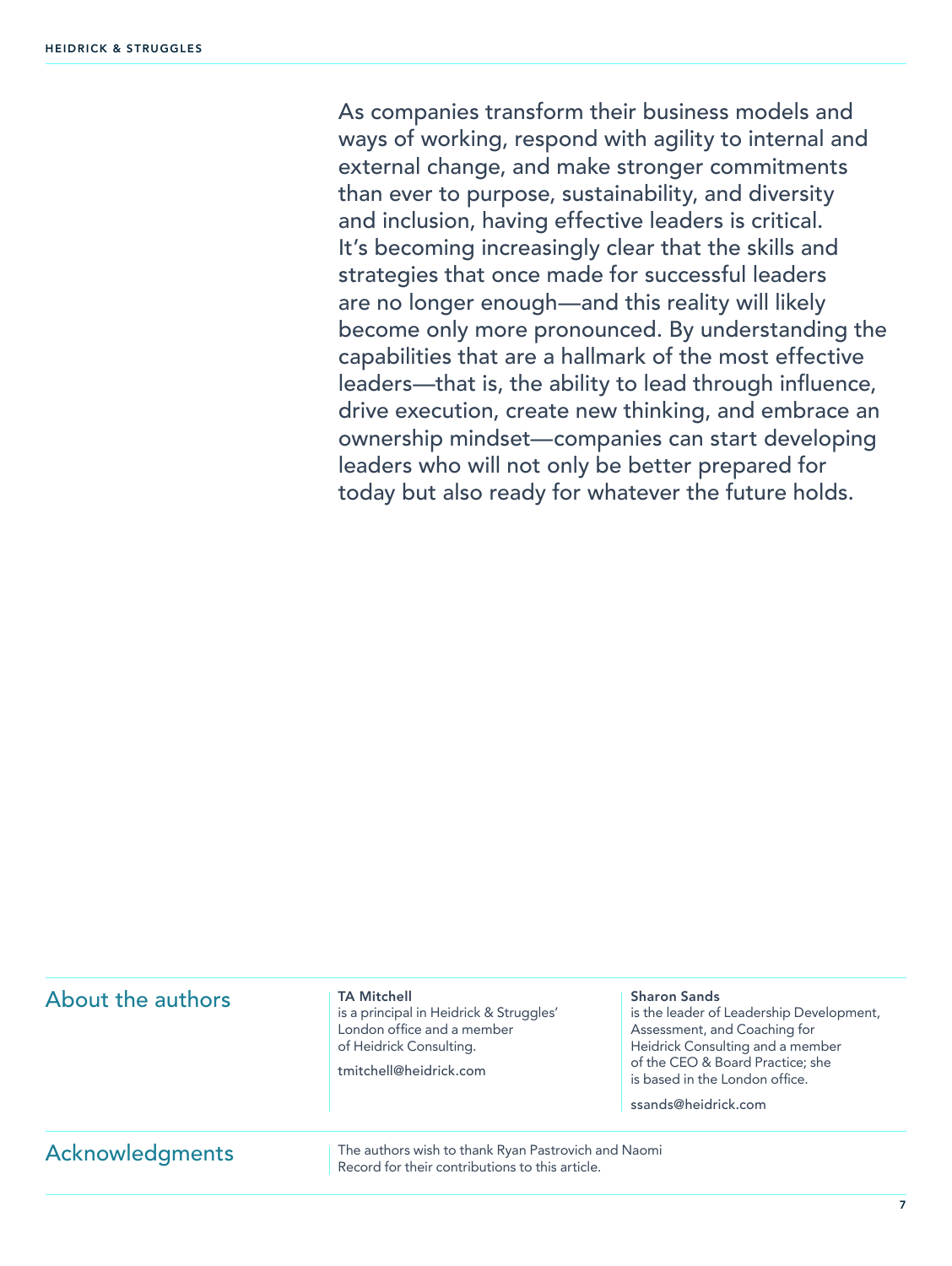As companies transform their business models and ways of working, respond with agility to internal and external change, and make stronger commitments than ever to purpose, sustainability, and diversity and inclusion, having effective leaders is critical. It's becoming increasingly clear that the skills and strategies that once made for successful leaders are no longer enough—and this reality will likely become only more pronounced. By understanding the capabilities that are a hallmark of the most effective leaders—that is, the ability to lead through influence, drive execution, create new thinking, and embrace an ownership mindset—companies can start developing leaders who will not only be better prepared for today but also ready for whatever the future holds.

## About the authors

**TA Mitchell**
is a principal in Heidrick & Struggles' London office and a member of Heidrick Consulting.

tmitchell@heidrick.com

**Sharon Sands**
is the leader of Leadership Development, Assessment, and Coaching for Heidrick Consulting and a member of the CEO & Board Practice; she is based in the London office.

ssands@heidrick.com

## Acknowledgments

The authors wish to thank Ryan Pastrovich and Naomi Record for their contributions to this article.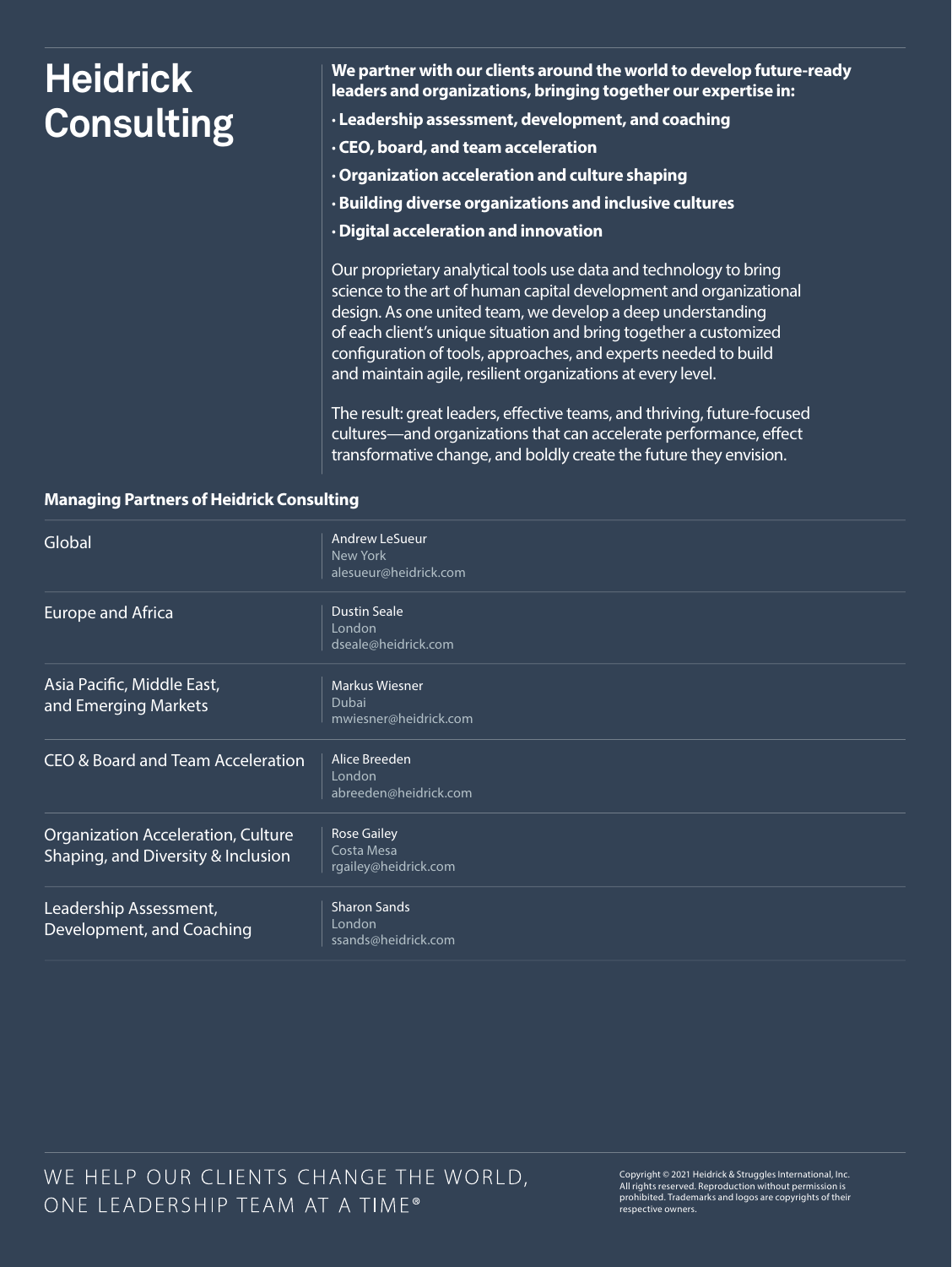# Heidrick Consulting

**We partner with our clients around the world to develop future-ready leaders and organizations, bringing together our expertise in:**

- **Leadership assessment, development, and coaching**
- **CEO, board, and team acceleration**
- **Organization acceleration and culture shaping**
- **Building diverse organizations and inclusive cultures**
- **Digital acceleration and innovation**

Our proprietary analytical tools use data and technology to bring science to the art of human capital development and organizational design. As one united team, we develop a deep understanding of each client's unique situation and bring together a customized configuration of tools, approaches, and experts needed to build and maintain agile, resilient organizations at every level.

The result: great leaders, effective teams, and thriving, future-focused cultures—and organizations that can accelerate performance, effect transformative change, and boldly create the future they envision.

**Managing Partners of Heidrick Consulting**

| | |
|---|---|
| Global | Andrew LeSueur<br>New York<br>alesueur@heidrick.com |
| Europe and Africa | Dustin Seale<br>London<br>dseale@heidrick.com |
| Asia Pacific, Middle East, and Emerging Markets | Markus Wiesner<br>Dubai<br>mwiesner@heidrick.com |
| CEO & Board and Team Acceleration | Alice Breeden<br>London<br>abreeden@heidrick.com |
| Organization Acceleration, Culture Shaping, and Diversity & Inclusion | Rose Gailey<br>Costa Mesa<br>rgailey@heidrick.com |
| Leadership Assessment, Development, and Coaching | Sharon Sands<br>London<br>ssands@heidrick.com |

WE HELP OUR CLIENTS CHANGE THE WORLD, ONE LEADERSHIP TEAM AT A TIME®

Copyright © 2021 Heidrick & Struggles International, Inc. All rights reserved. Reproduction without permission is prohibited. Trademarks and logos are copyrights of their respective owners.